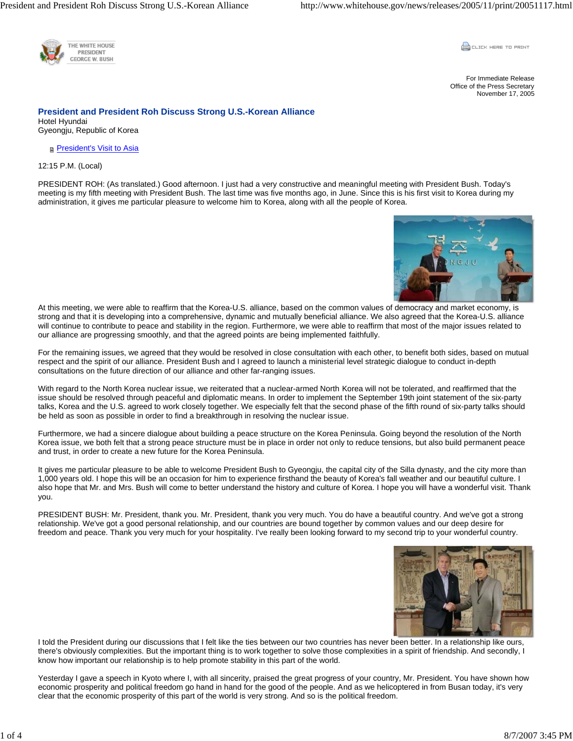THE WHITE HOUSE
PRESIDENT
GEORGE W. BUSH

For Immediate Release
Office of the Press Secretary
November 17, 2005

# President and President Roh Discuss Strong U.S.-Korean Alliance

Hotel Hyundai
Gyeongju, Republic of Korea

President's Visit to Asia

12:15 P.M. (Local)

PRESIDENT ROH: (As translated.) Good afternoon. I just had a very constructive and meaningful meeting with President Bush. Today's meeting is my fifth meeting with President Bush. The last time was five months ago, in June. Since this is his first visit to Korea during my administration, it gives me particular pleasure to welcome him to Korea, along with all the people of Korea.

At this meeting, we were able to reaffirm that the Korea-U.S. alliance, based on the common values of democracy and market economy, is strong and that it is developing into a comprehensive, dynamic and mutually beneficial alliance. We also agreed that the Korea-U.S. alliance will continue to contribute to peace and stability in the region. Furthermore, we were able to reaffirm that most of the major issues related to our alliance are progressing smoothly, and that the agreed points are being implemented faithfully.

For the remaining issues, we agreed that they would be resolved in close consultation with each other, to benefit both sides, based on mutual respect and the spirit of our alliance. President Bush and I agreed to launch a ministerial level strategic dialogue to conduct in-depth consultations on the future direction of our alliance and other far-ranging issues.

With regard to the North Korea nuclear issue, we reiterated that a nuclear-armed North Korea will not be tolerated, and reaffirmed that the issue should be resolved through peaceful and diplomatic means. In order to implement the September 19th joint statement of the six-party talks, Korea and the U.S. agreed to work closely together. We especially felt that the second phase of the fifth round of six-party talks should be held as soon as possible in order to find a breakthrough in resolving the nuclear issue.

Furthermore, we had a sincere dialogue about building a peace structure on the Korea Peninsula. Going beyond the resolution of the North Korea issue, we both felt that a strong peace structure must be in place in order not only to reduce tensions, but also build permanent peace and trust, in order to create a new future for the Korea Peninsula.

It gives me particular pleasure to be able to welcome President Bush to Gyeongju, the capital city of the Silla dynasty, and the city more than 1,000 years old. I hope this will be an occasion for him to experience firsthand the beauty of Korea's fall weather and our beautiful culture. I also hope that Mr. and Mrs. Bush will come to better understand the history and culture of Korea. I hope you will have a wonderful visit. Thank you.

PRESIDENT BUSH: Mr. President, thank you. Mr. President, thank you very much. You do have a beautiful country. And we've got a strong relationship. We've got a good personal relationship, and our countries are bound together by common values and our deep desire for freedom and peace. Thank you very much for your hospitality. I've really been looking forward to my second trip to your wonderful country.

I told the President during our discussions that I felt like the ties between our two countries has never been better. In a relationship like ours, there's obviously complexities. But the important thing is to work together to solve those complexities in a spirit of friendship. And secondly, I know how important our relationship is to help promote stability in this part of the world.

Yesterday I gave a speech in Kyoto where I, with all sincerity, praised the great progress of your country, Mr. President. You have shown how economic prosperity and political freedom go hand in hand for the good of the people. And as we helicoptered in from Busan today, it's very clear that the economic prosperity of this part of the world is very strong. And so is the political freedom.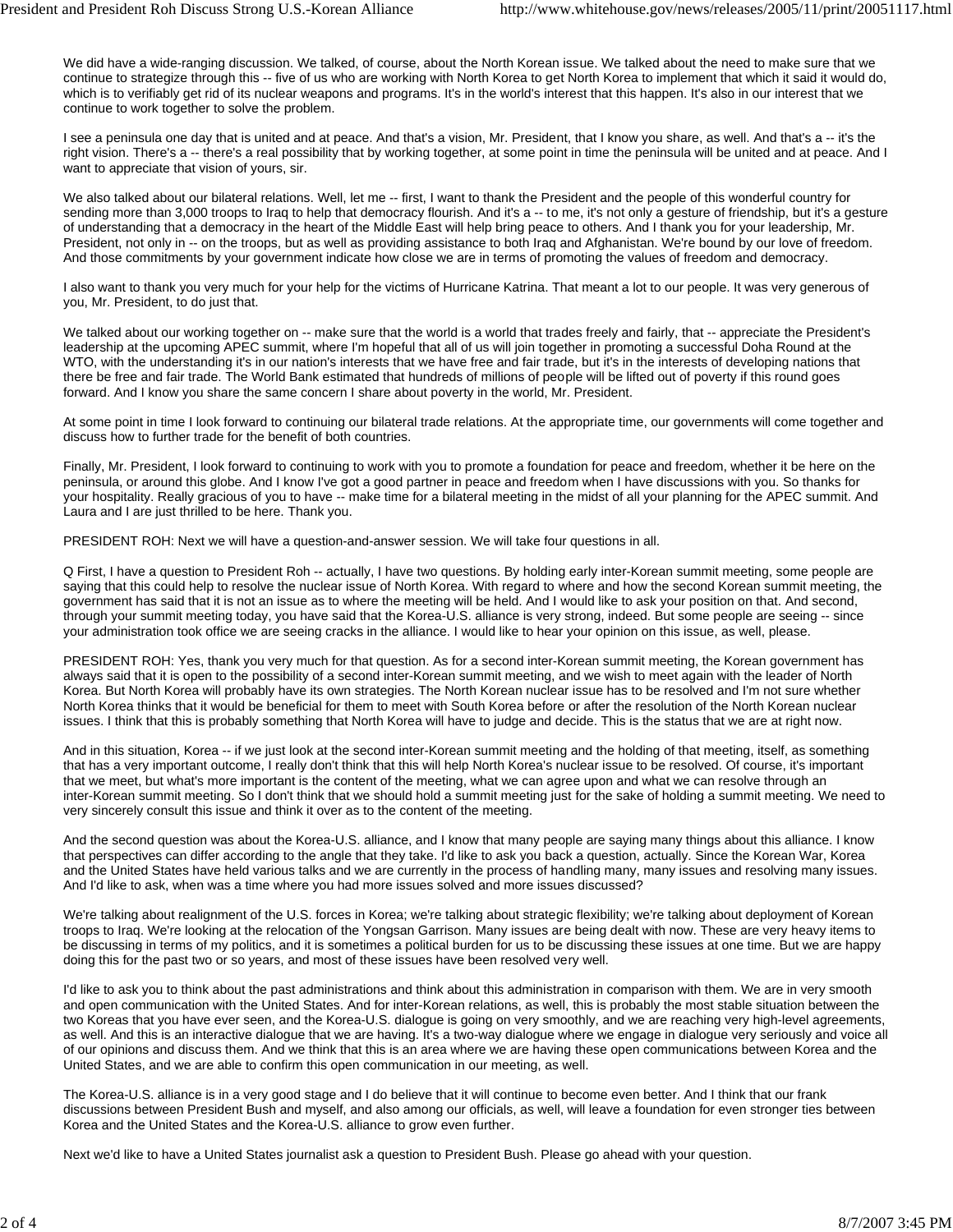We did have a wide-ranging discussion. We talked, of course, about the North Korean issue. We talked about the need to make sure that we continue to strategize through this -- five of us who are working with North Korea to get North Korea to implement that which it said it would do, which is to verifiably get rid of its nuclear weapons and programs. It's in the world's interest that this happen. It's also in our interest that we continue to work together to solve the problem.

I see a peninsula one day that is united and at peace. And that's a vision, Mr. President, that I know you share, as well. And that's a -- it's the right vision. There's a -- there's a real possibility that by working together, at some point in time the peninsula will be united and at peace. And I want to appreciate that vision of yours, sir.

We also talked about our bilateral relations. Well, let me -- first, I want to thank the President and the people of this wonderful country for sending more than 3,000 troops to Iraq to help that democracy flourish. And it's a -- to me, it's not only a gesture of friendship, but it's a gesture of understanding that a democracy in the heart of the Middle East will help bring peace to others. And I thank you for your leadership, Mr. President, not only in -- on the troops, but as well as providing assistance to both Iraq and Afghanistan. We're bound by our love of freedom. And those commitments by your government indicate how close we are in terms of promoting the values of freedom and democracy.

I also want to thank you very much for your help for the victims of Hurricane Katrina. That meant a lot to our people. It was very generous of you, Mr. President, to do just that.

We talked about our working together on -- make sure that the world is a world that trades freely and fairly, that -- appreciate the President's leadership at the upcoming APEC summit, where I'm hopeful that all of us will join together in promoting a successful Doha Round at the WTO, with the understanding it's in our nation's interests that we have free and fair trade, but it's in the interests of developing nations that there be free and fair trade. The World Bank estimated that hundreds of millions of people will be lifted out of poverty if this round goes forward. And I know you share the same concern I share about poverty in the world, Mr. President.

At some point in time I look forward to continuing our bilateral trade relations. At the appropriate time, our governments will come together and discuss how to further trade for the benefit of both countries.

Finally, Mr. President, I look forward to continuing to work with you to promote a foundation for peace and freedom, whether it be here on the peninsula, or around this globe. And I know I've got a good partner in peace and freedom when I have discussions with you. So thanks for your hospitality. Really gracious of you to have -- make time for a bilateral meeting in the midst of all your planning for the APEC summit. And Laura and I are just thrilled to be here. Thank you.

PRESIDENT ROH: Next we will have a question-and-answer session. We will take four questions in all.

Q First, I have a question to President Roh -- actually, I have two questions. By holding early inter-Korean summit meeting, some people are saying that this could help to resolve the nuclear issue of North Korea. With regard to where and how the second Korean summit meeting, the government has said that it is not an issue as to where the meeting will be held. And I would like to ask your position on that. And second, through your summit meeting today, you have said that the Korea-U.S. alliance is very strong, indeed. But some people are seeing -- since your administration took office we are seeing cracks in the alliance. I would like to hear your opinion on this issue, as well, please.

PRESIDENT ROH: Yes, thank you very much for that question. As for a second inter-Korean summit meeting, the Korean government has always said that it is open to the possibility of a second inter-Korean summit meeting, and we wish to meet again with the leader of North Korea. But North Korea will probably have its own strategies. The North Korean nuclear issue has to be resolved and I'm not sure whether North Korea thinks that it would be beneficial for them to meet with South Korea before or after the resolution of the North Korean nuclear issues. I think that this is probably something that North Korea will have to judge and decide. This is the status that we are at right now.

And in this situation, Korea -- if we just look at the second inter-Korean summit meeting and the holding of that meeting, itself, as something that has a very important outcome, I really don't think that this will help North Korea's nuclear issue to be resolved. Of course, it's important that we meet, but what's more important is the content of the meeting, what we can agree upon and what we can resolve through an inter-Korean summit meeting. So I don't think that we should hold a summit meeting just for the sake of holding a summit meeting. We need to very sincerely consult this issue and think it over as to the content of the meeting.

And the second question was about the Korea-U.S. alliance, and I know that many people are saying many things about this alliance. I know that perspectives can differ according to the angle that they take. I'd like to ask you back a question, actually. Since the Korean War, Korea and the United States have held various talks and we are currently in the process of handling many, many issues and resolving many issues. And I'd like to ask, when was a time where you had more issues solved and more issues discussed?

We're talking about realignment of the U.S. forces in Korea; we're talking about strategic flexibility; we're talking about deployment of Korean troops to Iraq. We're looking at the relocation of the Yongsan Garrison. Many issues are being dealt with now. These are very heavy items to be discussing in terms of my politics, and it is sometimes a political burden for us to be discussing these issues at one time. But we are happy doing this for the past two or so years, and most of these issues have been resolved very well.

I'd like to ask you to think about the past administrations and think about this administration in comparison with them. We are in very smooth and open communication with the United States. And for inter-Korean relations, as well, this is probably the most stable situation between the two Koreas that you have ever seen, and the Korea-U.S. dialogue is going on very smoothly, and we are reaching very high-level agreements, as well. And this is an interactive dialogue that we are having. It's a two-way dialogue where we engage in dialogue very seriously and voice all of our opinions and discuss them. And we think that this is an area where we are having these open communications between Korea and the United States, and we are able to confirm this open communication in our meeting, as well.

The Korea-U.S. alliance is in a very good stage and I do believe that it will continue to become even better. And I think that our frank discussions between President Bush and myself, and also among our officials, as well, will leave a foundation for even stronger ties between Korea and the United States and the Korea-U.S. alliance to grow even further.

Next we'd like to have a United States journalist ask a question to President Bush. Please go ahead with your question.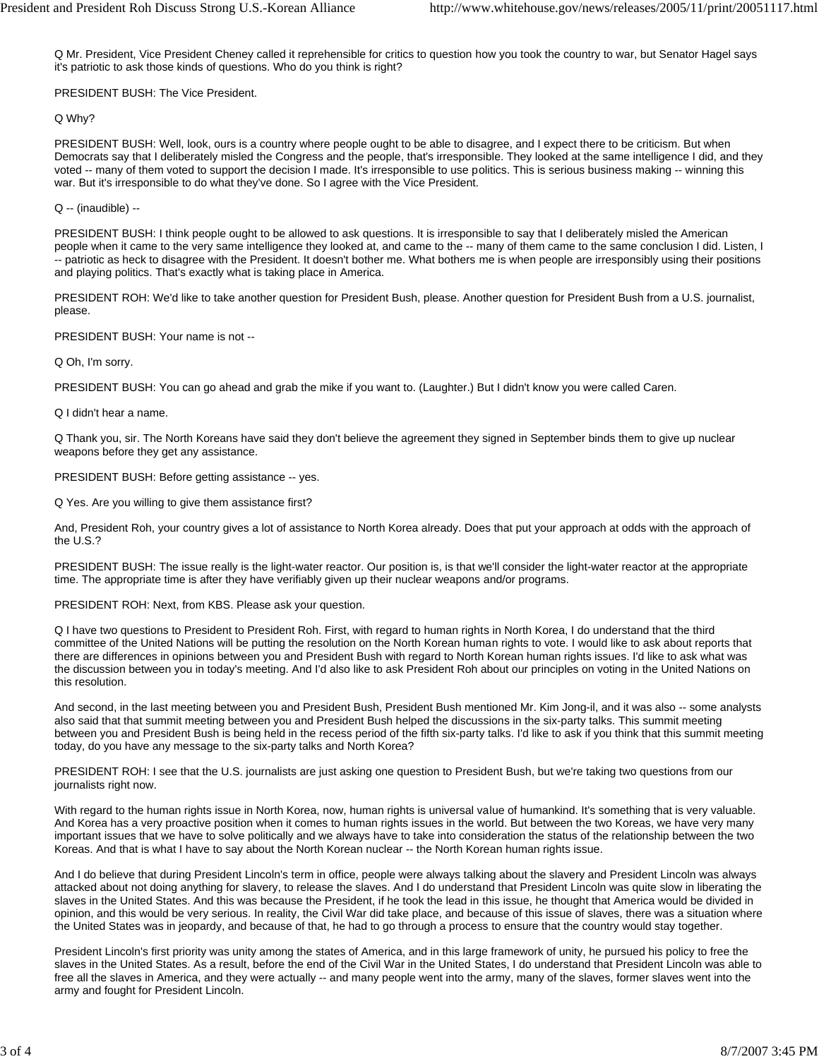Q Mr. President, Vice President Cheney called it reprehensible for critics to question how you took the country to war, but Senator Hagel says it's patriotic to ask those kinds of questions. Who do you think is right?

PRESIDENT BUSH: The Vice President.

Q Why?

PRESIDENT BUSH: Well, look, ours is a country where people ought to be able to disagree, and I expect there to be criticism. But when Democrats say that I deliberately misled the Congress and the people, that's irresponsible. They looked at the same intelligence I did, and they voted -- many of them voted to support the decision I made. It's irresponsible to use politics. This is serious business making -- winning this war. But it's irresponsible to do what they've done. So I agree with the Vice President.

Q -- (inaudible) --

PRESIDENT BUSH: I think people ought to be allowed to ask questions. It is irresponsible to say that I deliberately misled the American people when it came to the very same intelligence they looked at, and came to the -- many of them came to the same conclusion I did. Listen, I -- patriotic as heck to disagree with the President. It doesn't bother me. What bothers me is when people are irresponsibly using their positions and playing politics. That's exactly what is taking place in America.

PRESIDENT ROH: We'd like to take another question for President Bush, please. Another question for President Bush from a U.S. journalist, please.

PRESIDENT BUSH: Your name is not --

Q Oh, I'm sorry.

PRESIDENT BUSH: You can go ahead and grab the mike if you want to. (Laughter.) But I didn't know you were called Caren.

Q I didn't hear a name.

Q Thank you, sir. The North Koreans have said they don't believe the agreement they signed in September binds them to give up nuclear weapons before they get any assistance.

PRESIDENT BUSH: Before getting assistance -- yes.

Q Yes. Are you willing to give them assistance first?

And, President Roh, your country gives a lot of assistance to North Korea already. Does that put your approach at odds with the approach of the U.S.?

PRESIDENT BUSH: The issue really is the light-water reactor. Our position is, is that we'll consider the light-water reactor at the appropriate time. The appropriate time is after they have verifiably given up their nuclear weapons and/or programs.

PRESIDENT ROH: Next, from KBS. Please ask your question.

Q I have two questions to President to President Roh. First, with regard to human rights in North Korea, I do understand that the third committee of the United Nations will be putting the resolution on the North Korean human rights to vote. I would like to ask about reports that there are differences in opinions between you and President Bush with regard to North Korean human rights issues. I'd like to ask what was the discussion between you in today's meeting. And I'd also like to ask President Roh about our principles on voting in the United Nations on this resolution.

And second, in the last meeting between you and President Bush, President Bush mentioned Mr. Kim Jong-il, and it was also -- some analysts also said that that summit meeting between you and President Bush helped the discussions in the six-party talks. This summit meeting between you and President Bush is being held in the recess period of the fifth six-party talks. I'd like to ask if you think that this summit meeting today, do you have any message to the six-party talks and North Korea?

PRESIDENT ROH: I see that the U.S. journalists are just asking one question to President Bush, but we're taking two questions from our journalists right now.

With regard to the human rights issue in North Korea, now, human rights is universal value of humankind. It's something that is very valuable. And Korea has a very proactive position when it comes to human rights issues in the world. But between the two Koreas, we have very many important issues that we have to solve politically and we always have to take into consideration the status of the relationship between the two Koreas. And that is what I have to say about the North Korean nuclear -- the North Korean human rights issue.

And I do believe that during President Lincoln's term in office, people were always talking about the slavery and President Lincoln was always attacked about not doing anything for slavery, to release the slaves. And I do understand that President Lincoln was quite slow in liberating the slaves in the United States. And this was because the President, if he took the lead in this issue, he thought that America would be divided in opinion, and this would be very serious. In reality, the Civil War did take place, and because of this issue of slaves, there was a situation where the United States was in jeopardy, and because of that, he had to go through a process to ensure that the country would stay together.

President Lincoln's first priority was unity among the states of America, and in this large framework of unity, he pursued his policy to free the slaves in the United States. As a result, before the end of the Civil War in the United States, I do understand that President Lincoln was able to free all the slaves in America, and they were actually -- and many people went into the army, many of the slaves, former slaves went into the army and fought for President Lincoln.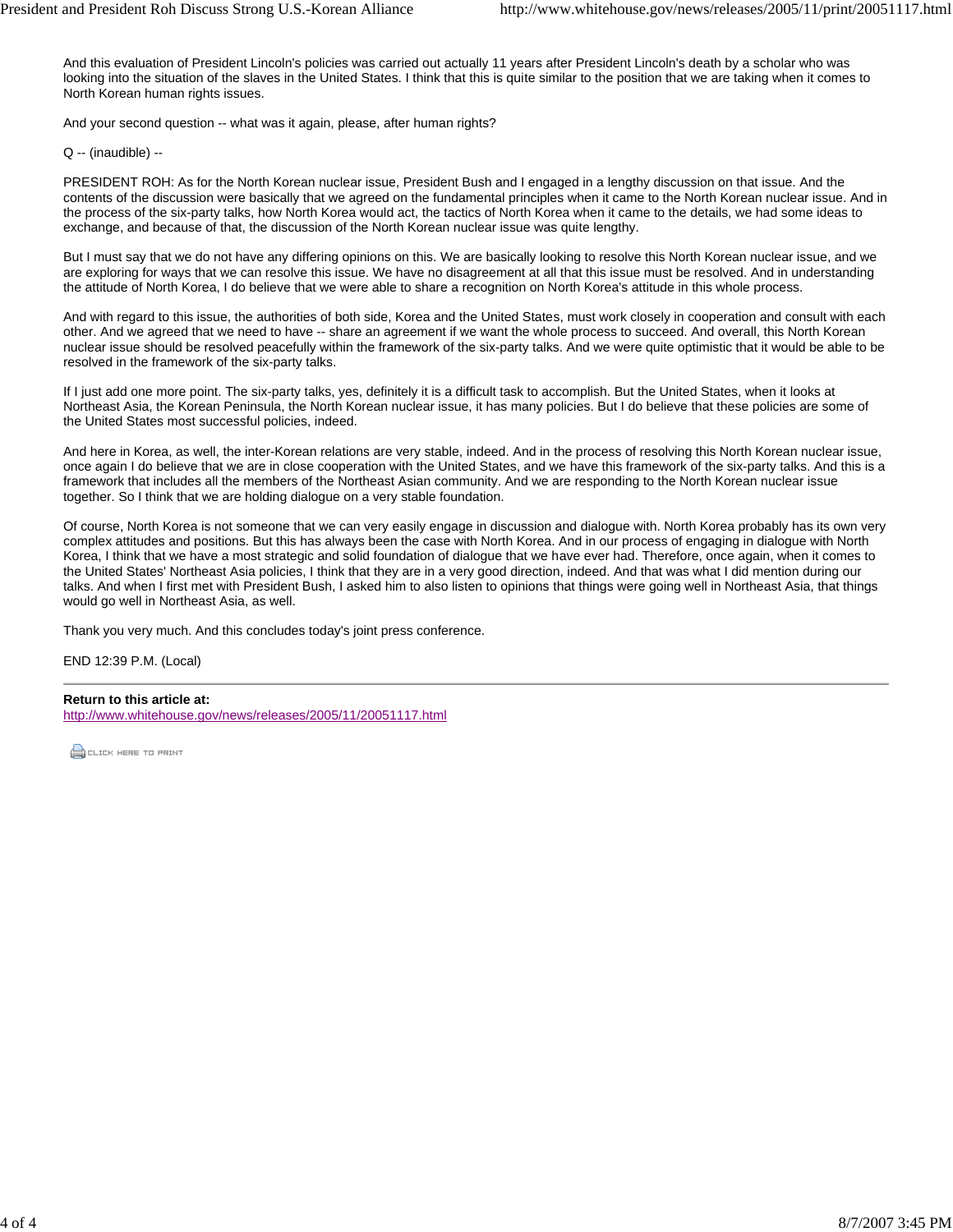And this evaluation of President Lincoln's policies was carried out actually 11 years after President Lincoln's death by a scholar who was looking into the situation of the slaves in the United States. I think that this is quite similar to the position that we are taking when it comes to North Korean human rights issues.

And your second question -- what was it again, please, after human rights?

Q -- (inaudible) --

PRESIDENT ROH: As for the North Korean nuclear issue, President Bush and I engaged in a lengthy discussion on that issue. And the contents of the discussion were basically that we agreed on the fundamental principles when it came to the North Korean nuclear issue. And in the process of the six-party talks, how North Korea would act, the tactics of North Korea when it came to the details, we had some ideas to exchange, and because of that, the discussion of the North Korean nuclear issue was quite lengthy.

But I must say that we do not have any differing opinions on this. We are basically looking to resolve this North Korean nuclear issue, and we are exploring for ways that we can resolve this issue. We have no disagreement at all that this issue must be resolved. And in understanding the attitude of North Korea, I do believe that we were able to share a recognition on North Korea's attitude in this whole process.

And with regard to this issue, the authorities of both side, Korea and the United States, must work closely in cooperation and consult with each other. And we agreed that we need to have -- share an agreement if we want the whole process to succeed. And overall, this North Korean nuclear issue should be resolved peacefully within the framework of the six-party talks. And we were quite optimistic that it would be able to be resolved in the framework of the six-party talks.

If I just add one more point. The six-party talks, yes, definitely it is a difficult task to accomplish. But the United States, when it looks at Northeast Asia, the Korean Peninsula, the North Korean nuclear issue, it has many policies. But I do believe that these policies are some of the United States most successful policies, indeed.

And here in Korea, as well, the inter-Korean relations are very stable, indeed. And in the process of resolving this North Korean nuclear issue, once again I do believe that we are in close cooperation with the United States, and we have this framework of the six-party talks. And this is a framework that includes all the members of the Northeast Asian community. And we are responding to the North Korean nuclear issue together. So I think that we are holding dialogue on a very stable foundation.

Of course, North Korea is not someone that we can very easily engage in discussion and dialogue with. North Korea probably has its own very complex attitudes and positions. But this has always been the case with North Korea. And in our process of engaging in dialogue with North Korea, I think that we have a most strategic and solid foundation of dialogue that we have ever had. Therefore, once again, when it comes to the United States' Northeast Asia policies, I think that they are in a very good direction, indeed. And that was what I did mention during our talks. And when I first met with President Bush, I asked him to also listen to opinions that things were going well in Northeast Asia, that things would go well in Northeast Asia, as well.

Thank you very much. And this concludes today's joint press conference.

END 12:39 P.M. (Local)

---

**Return to this article at:**
http://www.whitehouse.gov/news/releases/2005/11/20051117.html

CLICK HERE TO PRINT